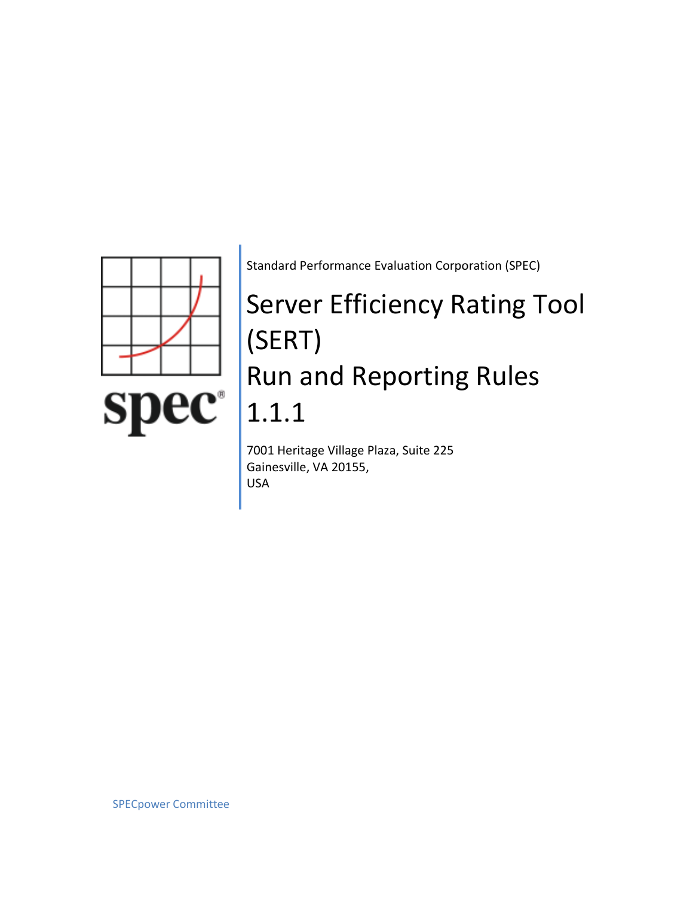Standard Performance Evaluation Corporation (SPEC)

# Server Efficiency Rating Tool (SERT) Run and Reporting Rules 1.1.1

7001 Heritage Village Plaza, Suite 225
Gainesville, VA 20155,
USA

SPECpower Committee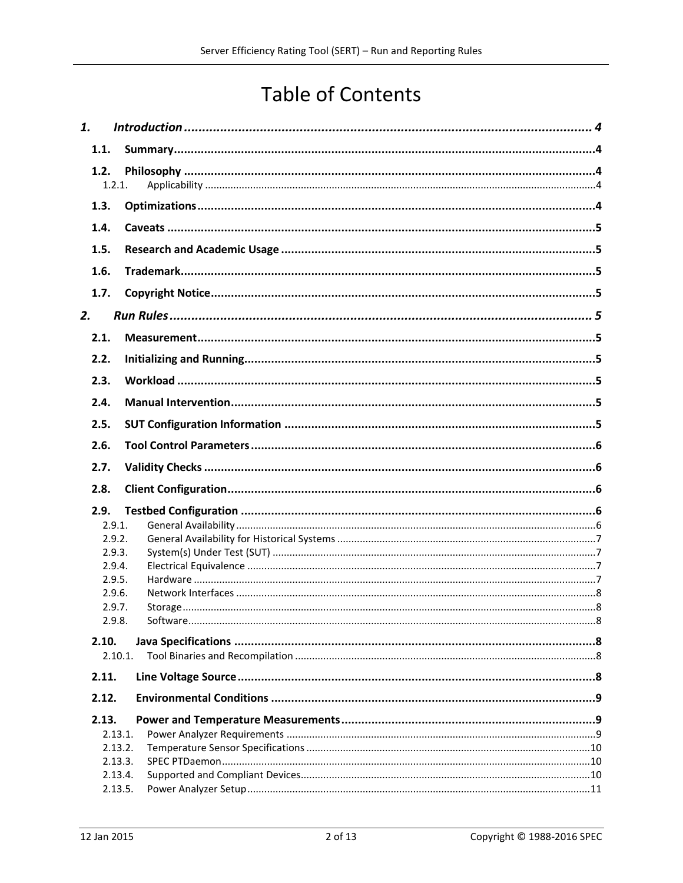# Table of Contents

1. *Introduction* ... 4
   - 1.1. Summary ... 4
   - 1.2. Philosophy ... 4
     - 1.2.1. Applicability ... 4
   - 1.3. Optimizations ... 4
   - 1.4. Caveats ... 5
   - 1.5. Research and Academic Usage ... 5
   - 1.6. Trademark ... 5
   - 1.7. Copyright Notice ... 5
2. *Run Rules* ... 5
   - 2.1. Measurement ... 5
   - 2.2. Initializing and Running ... 5
   - 2.3. Workload ... 5
   - 2.4. Manual Intervention ... 5
   - 2.5. SUT Configuration Information ... 5
   - 2.6. Tool Control Parameters ... 6
   - 2.7. Validity Checks ... 6
   - 2.8. Client Configuration ... 6
   - 2.9. Testbed Configuration ... 6
     - 2.9.1. General Availability ... 6
     - 2.9.2. General Availability for Historical Systems ... 7
     - 2.9.3. System(s) Under Test (SUT) ... 7
     - 2.9.4. Electrical Equivalence ... 7
     - 2.9.5. Hardware ... 7
     - 2.9.6. Network Interfaces ... 8
     - 2.9.7. Storage ... 8
     - 2.9.8. Software ... 8
   - 2.10. Java Specifications ... 8
     - 2.10.1. Tool Binaries and Recompilation ... 8
   - 2.11. Line Voltage Source ... 8
   - 2.12. Environmental Conditions ... 9
   - 2.13. Power and Temperature Measurements ... 9
     - 2.13.1. Power Analyzer Requirements ... 9
     - 2.13.2. Temperature Sensor Specifications ... 10
     - 2.13.3. SPEC PTDaemon ... 10
     - 2.13.4. Supported and Compliant Devices ... 10
     - 2.13.5. Power Analyzer Setup ... 11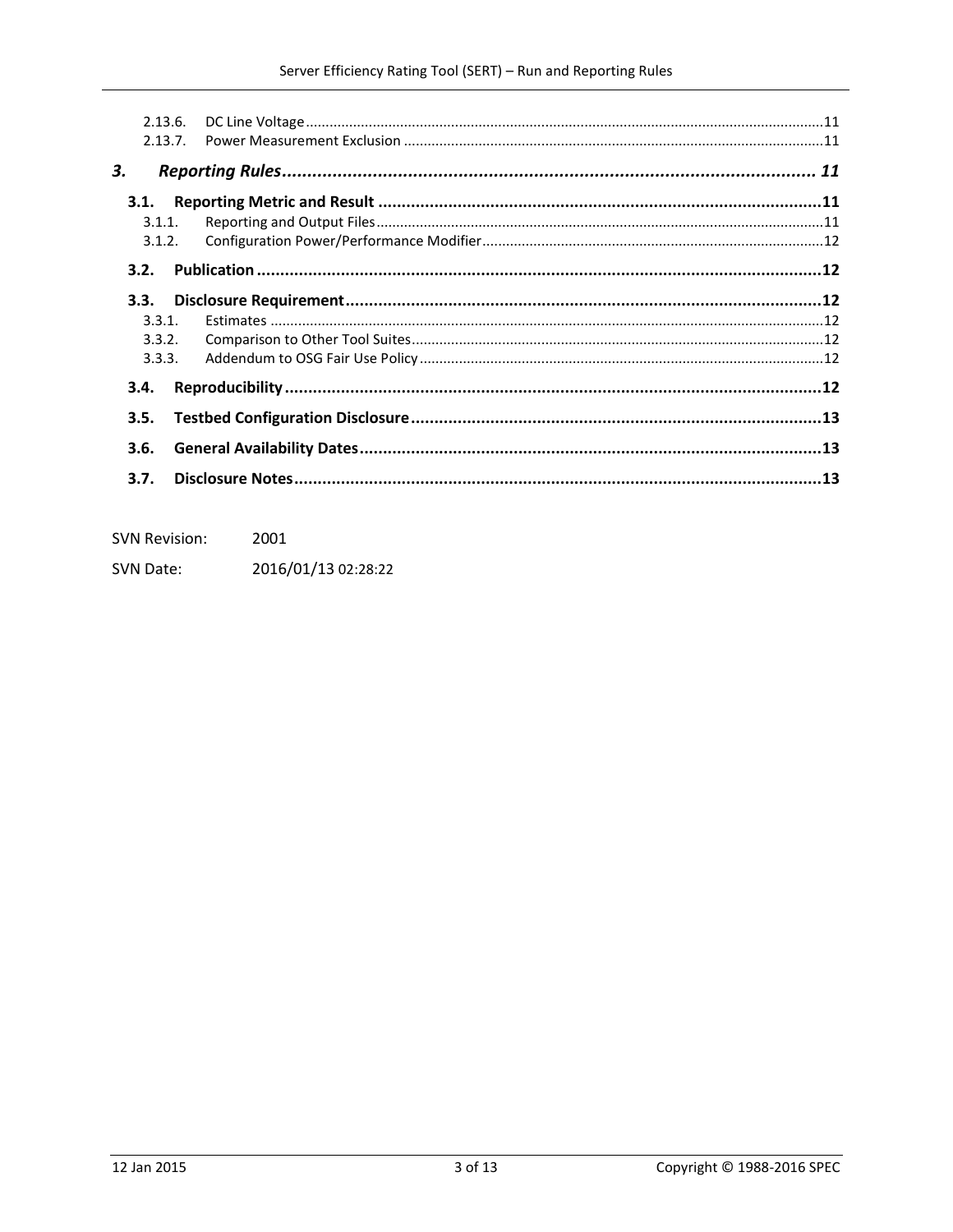2.13.6. DC Line Voltage ..... 11
2.13.7. Power Measurement Exclusion ..... 11

**3. Reporting Rules ..... 11**

**3.1. Reporting Metric and Result ..... 11**
3.1.1. Reporting and Output Files ..... 11
3.1.2. Configuration Power/Performance Modifier ..... 12

**3.2. Publication ..... 12**

**3.3. Disclosure Requirement ..... 12**
3.3.1. Estimates ..... 12
3.3.2. Comparison to Other Tool Suites ..... 12
3.3.3. Addendum to OSG Fair Use Policy ..... 12

**3.4. Reproducibility ..... 12**

**3.5. Testbed Configuration Disclosure ..... 13**

**3.6. General Availability Dates ..... 13**

**3.7. Disclosure Notes ..... 13**

SVN Revision: 2001

SVN Date: 2016/01/13 02:28:22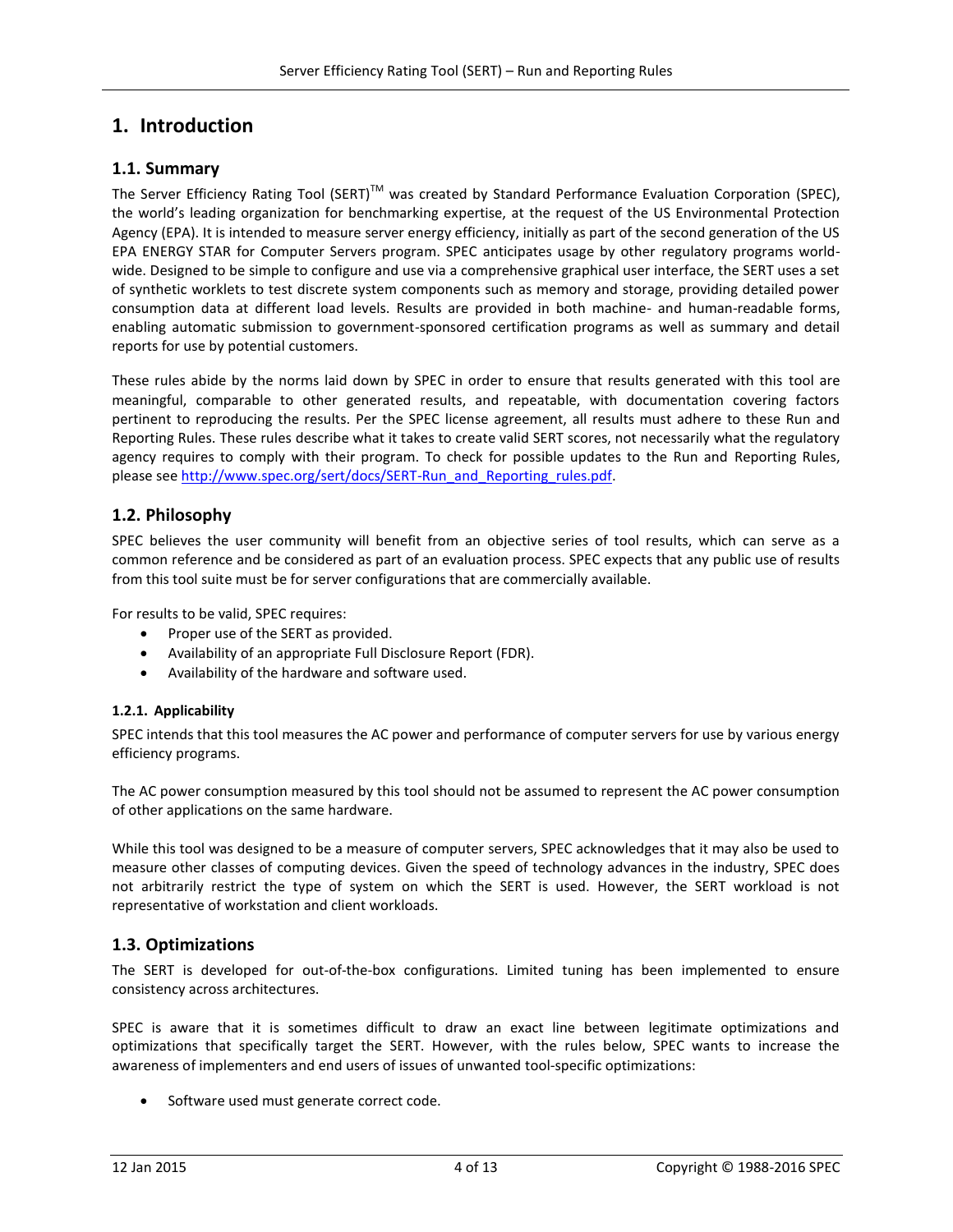# 1. Introduction

## 1.1. Summary

The Server Efficiency Rating Tool (SERT)[TM] was created by Standard Performance Evaluation Corporation (SPEC), the world's leading organization for benchmarking expertise, at the request of the US Environmental Protection Agency (EPA). It is intended to measure server energy efficiency, initially as part of the second generation of the US EPA ENERGY STAR for Computer Servers program. SPEC anticipates usage by other regulatory programs world-wide. Designed to be simple to configure and use via a comprehensive graphical user interface, the SERT uses a set of synthetic worklets to test discrete system components such as memory and storage, providing detailed power consumption data at different load levels. Results are provided in both machine- and human-readable forms, enabling automatic submission to government-sponsored certification programs as well as summary and detail reports for use by potential customers.

These rules abide by the norms laid down by SPEC in order to ensure that results generated with this tool are meaningful, comparable to other generated results, and repeatable, with documentation covering factors pertinent to reproducing the results. Per the SPEC license agreement, all results must adhere to these Run and Reporting Rules. These rules describe what it takes to create valid SERT scores, not necessarily what the regulatory agency requires to comply with their program. To check for possible updates to the Run and Reporting Rules, please see http://www.spec.org/sert/docs/SERT-Run_and_Reporting_rules.pdf.

## 1.2. Philosophy

SPEC believes the user community will benefit from an objective series of tool results, which can serve as a common reference and be considered as part of an evaluation process. SPEC expects that any public use of results from this tool suite must be for server configurations that are commercially available.

For results to be valid, SPEC requires:

- Proper use of the SERT as provided.
- Availability of an appropriate Full Disclosure Report (FDR).
- Availability of the hardware and software used.

### 1.2.1. Applicability

SPEC intends that this tool measures the AC power and performance of computer servers for use by various energy efficiency programs.

The AC power consumption measured by this tool should not be assumed to represent the AC power consumption of other applications on the same hardware.

While this tool was designed to be a measure of computer servers, SPEC acknowledges that it may also be used to measure other classes of computing devices. Given the speed of technology advances in the industry, SPEC does not arbitrarily restrict the type of system on which the SERT is used. However, the SERT workload is not representative of workstation and client workloads.

## 1.3. Optimizations

The SERT is developed for out-of-the-box configurations. Limited tuning has been implemented to ensure consistency across architectures.

SPEC is aware that it is sometimes difficult to draw an exact line between legitimate optimizations and optimizations that specifically target the SERT. However, with the rules below, SPEC wants to increase the awareness of implementers and end users of issues of unwanted tool-specific optimizations:

- Software used must generate correct code.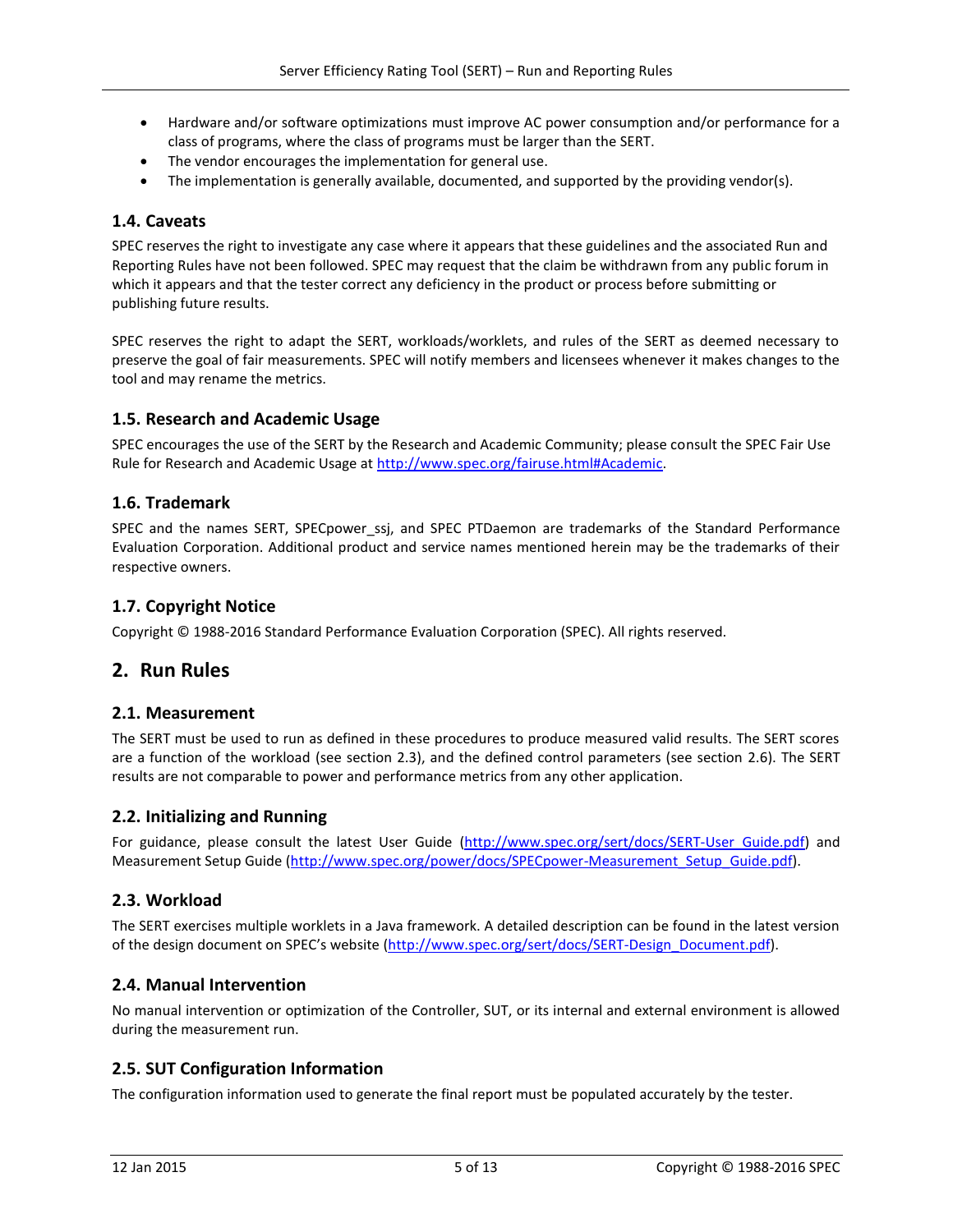- Hardware and/or software optimizations must improve AC power consumption and/or performance for a class of programs, where the class of programs must be larger than the SERT.
- The vendor encourages the implementation for general use.
- The implementation is generally available, documented, and supported by the providing vendor(s).

### 1.4. Caveats

SPEC reserves the right to investigate any case where it appears that these guidelines and the associated Run and Reporting Rules have not been followed. SPEC may request that the claim be withdrawn from any public forum in which it appears and that the tester correct any deficiency in the product or process before submitting or publishing future results.

SPEC reserves the right to adapt the SERT, workloads/worklets, and rules of the SERT as deemed necessary to preserve the goal of fair measurements. SPEC will notify members and licensees whenever it makes changes to the tool and may rename the metrics.

### 1.5. Research and Academic Usage

SPEC encourages the use of the SERT by the Research and Academic Community; please consult the SPEC Fair Use Rule for Research and Academic Usage at http://www.spec.org/fairuse.html#Academic.

### 1.6. Trademark

SPEC and the names SERT, SPECpower_ssj, and SPEC PTDaemon are trademarks of the Standard Performance Evaluation Corporation. Additional product and service names mentioned herein may be the trademarks of their respective owners.

### 1.7. Copyright Notice

Copyright © 1988-2016 Standard Performance Evaluation Corporation (SPEC). All rights reserved.

## 2. Run Rules

### 2.1. Measurement

The SERT must be used to run as defined in these procedures to produce measured valid results. The SERT scores are a function of the workload (see section 2.3), and the defined control parameters (see section 2.6). The SERT results are not comparable to power and performance metrics from any other application.

### 2.2. Initializing and Running

For guidance, please consult the latest User Guide (http://www.spec.org/sert/docs/SERT-User_Guide.pdf) and Measurement Setup Guide (http://www.spec.org/power/docs/SPECpower-Measurement_Setup_Guide.pdf).

### 2.3. Workload

The SERT exercises multiple worklets in a Java framework. A detailed description can be found in the latest version of the design document on SPEC's website (http://www.spec.org/sert/docs/SERT-Design_Document.pdf).

### 2.4. Manual Intervention

No manual intervention or optimization of the Controller, SUT, or its internal and external environment is allowed during the measurement run.

### 2.5. SUT Configuration Information

The configuration information used to generate the final report must be populated accurately by the tester.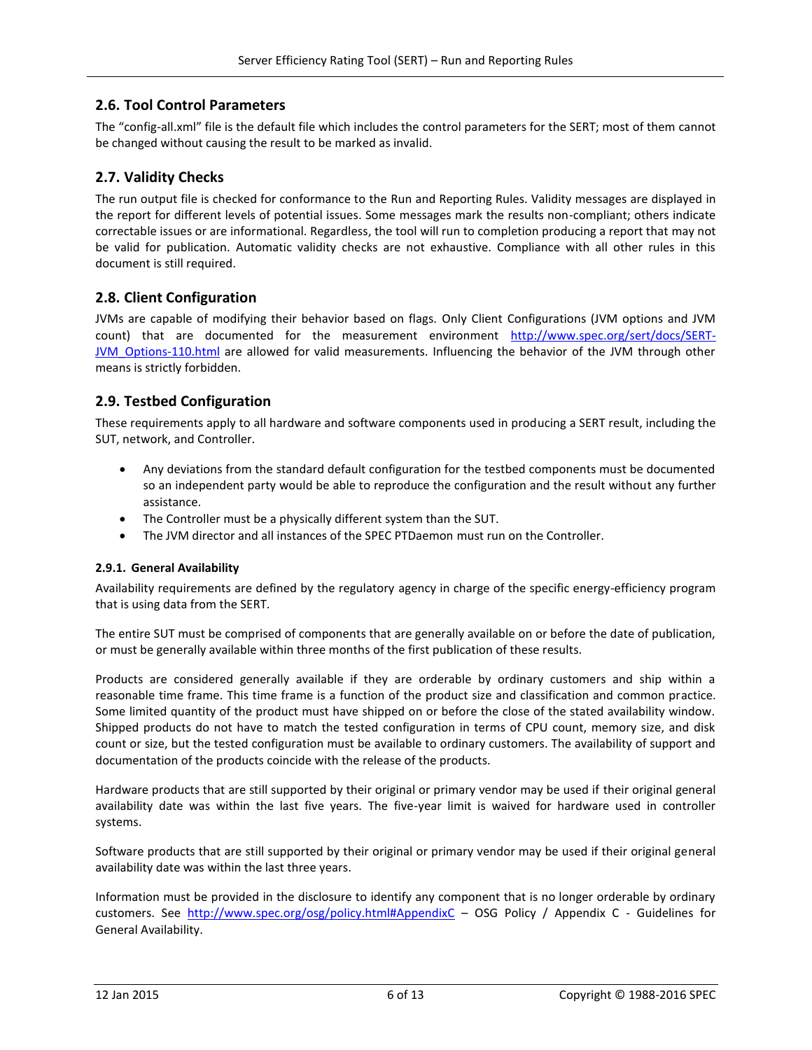## 2.6. Tool Control Parameters

The "config-all.xml" file is the default file which includes the control parameters for the SERT; most of them cannot be changed without causing the result to be marked as invalid.

## 2.7. Validity Checks

The run output file is checked for conformance to the Run and Reporting Rules. Validity messages are displayed in the report for different levels of potential issues. Some messages mark the results non-compliant; others indicate correctable issues or are informational. Regardless, the tool will run to completion producing a report that may not be valid for publication. Automatic validity checks are not exhaustive. Compliance with all other rules in this document is still required.

## 2.8. Client Configuration

JVMs are capable of modifying their behavior based on flags. Only Client Configurations (JVM options and JVM count) that are documented for the measurement environment http://www.spec.org/sert/docs/SERT-JVM_Options-110.html are allowed for valid measurements. Influencing the behavior of the JVM through other means is strictly forbidden.

## 2.9. Testbed Configuration

These requirements apply to all hardware and software components used in producing a SERT result, including the SUT, network, and Controller.

- Any deviations from the standard default configuration for the testbed components must be documented so an independent party would be able to reproduce the configuration and the result without any further assistance.
- The Controller must be a physically different system than the SUT.
- The JVM director and all instances of the SPEC PTDaemon must run on the Controller.

### 2.9.1. General Availability

Availability requirements are defined by the regulatory agency in charge of the specific energy-efficiency program that is using data from the SERT.

The entire SUT must be comprised of components that are generally available on or before the date of publication, or must be generally available within three months of the first publication of these results.

Products are considered generally available if they are orderable by ordinary customers and ship within a reasonable time frame. This time frame is a function of the product size and classification and common practice. Some limited quantity of the product must have shipped on or before the close of the stated availability window. Shipped products do not have to match the tested configuration in terms of CPU count, memory size, and disk count or size, but the tested configuration must be available to ordinary customers. The availability of support and documentation of the products coincide with the release of the products.

Hardware products that are still supported by their original or primary vendor may be used if their original general availability date was within the last five years. The five-year limit is waived for hardware used in controller systems.

Software products that are still supported by their original or primary vendor may be used if their original general availability date was within the last three years.

Information must be provided in the disclosure to identify any component that is no longer orderable by ordinary customers. See http://www.spec.org/osg/policy.html#AppendixC – OSG Policy / Appendix C - Guidelines for General Availability.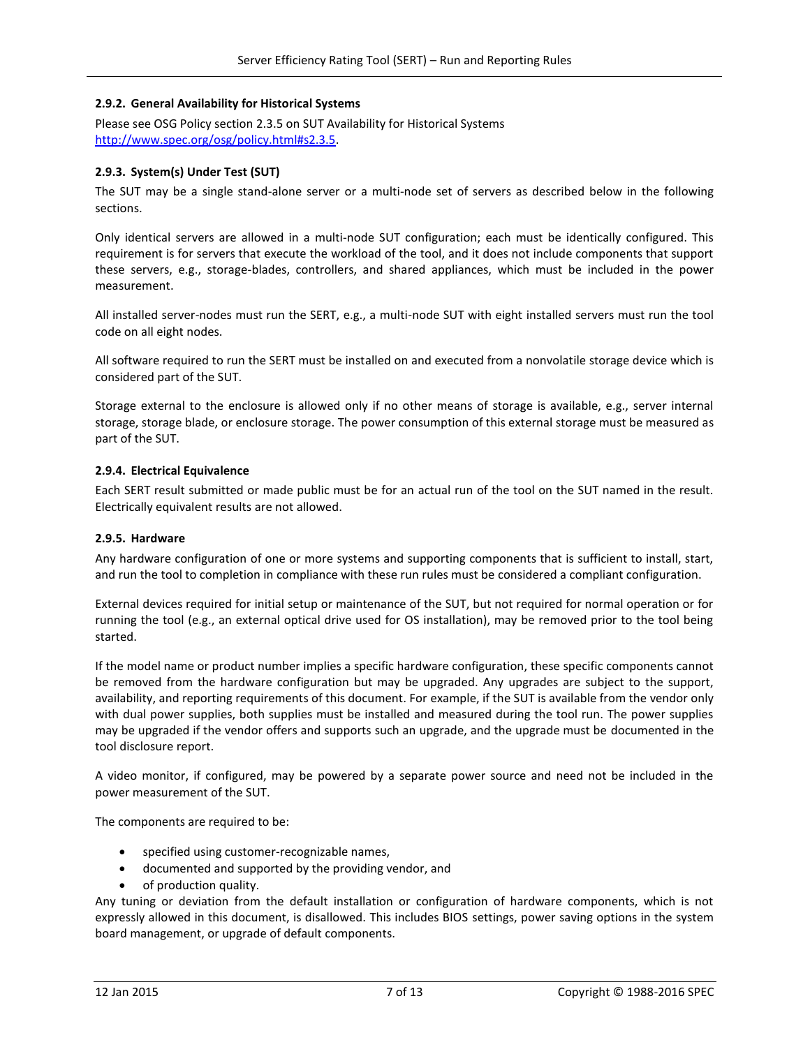### 2.9.2. General Availability for Historical Systems

Please see OSG Policy section 2.3.5 on SUT Availability for Historical Systems http://www.spec.org/osg/policy.html#s2.3.5.

### 2.9.3. System(s) Under Test (SUT)

The SUT may be a single stand-alone server or a multi-node set of servers as described below in the following sections.

Only identical servers are allowed in a multi-node SUT configuration; each must be identically configured. This requirement is for servers that execute the workload of the tool, and it does not include components that support these servers, e.g., storage-blades, controllers, and shared appliances, which must be included in the power measurement.

All installed server-nodes must run the SERT, e.g., a multi-node SUT with eight installed servers must run the tool code on all eight nodes.

All software required to run the SERT must be installed on and executed from a nonvolatile storage device which is considered part of the SUT.

Storage external to the enclosure is allowed only if no other means of storage is available, e.g., server internal storage, storage blade, or enclosure storage. The power consumption of this external storage must be measured as part of the SUT.

### 2.9.4. Electrical Equivalence

Each SERT result submitted or made public must be for an actual run of the tool on the SUT named in the result. Electrically equivalent results are not allowed.

### 2.9.5. Hardware

Any hardware configuration of one or more systems and supporting components that is sufficient to install, start, and run the tool to completion in compliance with these run rules must be considered a compliant configuration.

External devices required for initial setup or maintenance of the SUT, but not required for normal operation or for running the tool (e.g., an external optical drive used for OS installation), may be removed prior to the tool being started.

If the model name or product number implies a specific hardware configuration, these specific components cannot be removed from the hardware configuration but may be upgraded. Any upgrades are subject to the support, availability, and reporting requirements of this document. For example, if the SUT is available from the vendor only with dual power supplies, both supplies must be installed and measured during the tool run. The power supplies may be upgraded if the vendor offers and supports such an upgrade, and the upgrade must be documented in the tool disclosure report.

A video monitor, if configured, may be powered by a separate power source and need not be included in the power measurement of the SUT.

The components are required to be:

- specified using customer-recognizable names,
- documented and supported by the providing vendor, and
- of production quality.

Any tuning or deviation from the default installation or configuration of hardware components, which is not expressly allowed in this document, is disallowed. This includes BIOS settings, power saving options in the system board management, or upgrade of default components.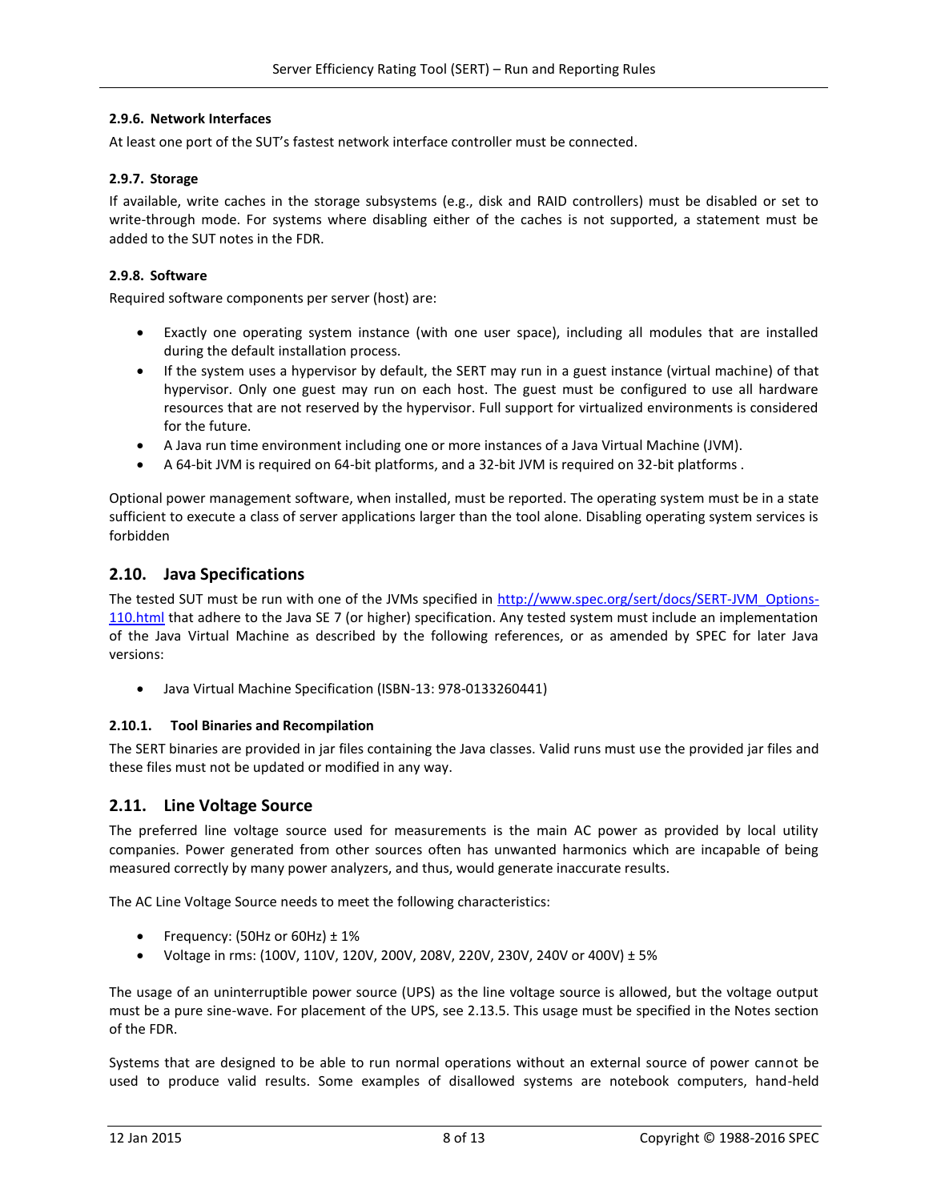#### 2.9.6. Network Interfaces

At least one port of the SUT's fastest network interface controller must be connected.

#### 2.9.7. Storage

If available, write caches in the storage subsystems (e.g., disk and RAID controllers) must be disabled or set to write-through mode. For systems where disabling either of the caches is not supported, a statement must be added to the SUT notes in the FDR.

#### 2.9.8. Software

Required software components per server (host) are:

- Exactly one operating system instance (with one user space), including all modules that are installed during the default installation process.
- If the system uses a hypervisor by default, the SERT may run in a guest instance (virtual machine) of that hypervisor. Only one guest may run on each host. The guest must be configured to use all hardware resources that are not reserved by the hypervisor. Full support for virtualized environments is considered for the future.
- A Java run time environment including one or more instances of a Java Virtual Machine (JVM).
- A 64-bit JVM is required on 64-bit platforms, and a 32-bit JVM is required on 32-bit platforms .

Optional power management software, when installed, must be reported. The operating system must be in a state sufficient to execute a class of server applications larger than the tool alone. Disabling operating system services is forbidden

## 2.10. Java Specifications

The tested SUT must be run with one of the JVMs specified in [http://www.spec.org/sert/docs/SERT-JVM_Options-110.html](http://www.spec.org/sert/docs/SERT-JVM_Options-110.html) that adhere to the Java SE 7 (or higher) specification. Any tested system must include an implementation of the Java Virtual Machine as described by the following references, or as amended by SPEC for later Java versions:

- Java Virtual Machine Specification (ISBN-13: 978-0133260441)

#### 2.10.1. Tool Binaries and Recompilation

The SERT binaries are provided in jar files containing the Java classes. Valid runs must use the provided jar files and these files must not be updated or modified in any way.

## 2.11. Line Voltage Source

The preferred line voltage source used for measurements is the main AC power as provided by local utility companies. Power generated from other sources often has unwanted harmonics which are incapable of being measured correctly by many power analyzers, and thus, would generate inaccurate results.

The AC Line Voltage Source needs to meet the following characteristics:

- Frequency: (50Hz or 60Hz) ± 1%
- Voltage in rms: (100V, 110V, 120V, 200V, 208V, 220V, 230V, 240V or 400V) ± 5%

The usage of an uninterruptible power source (UPS) as the line voltage source is allowed, but the voltage output must be a pure sine-wave. For placement of the UPS, see 2.13.5. This usage must be specified in the Notes section of the FDR.

Systems that are designed to be able to run normal operations without an external source of power cannot be used to produce valid results. Some examples of disallowed systems are notebook computers, hand-held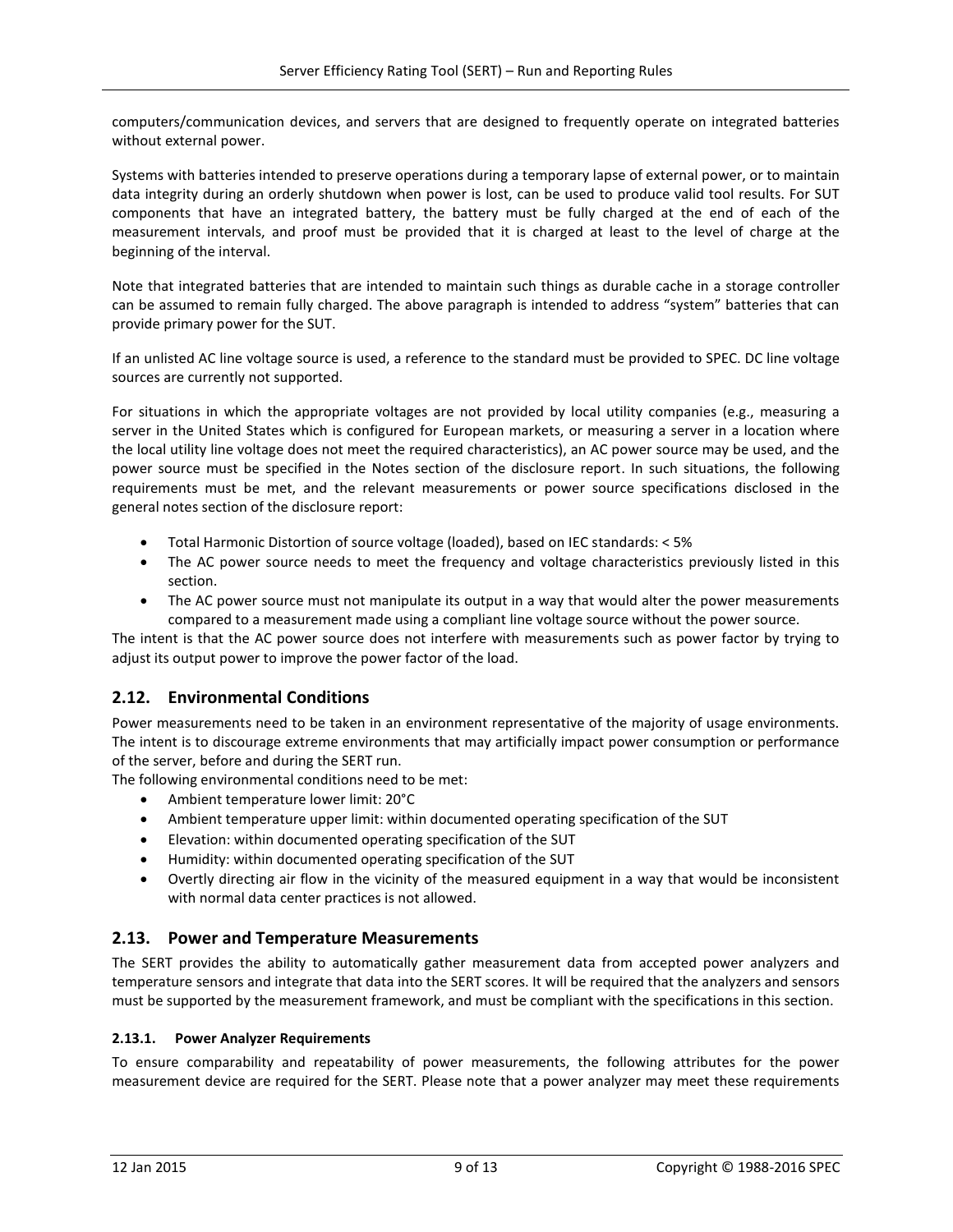computers/communication devices, and servers that are designed to frequently operate on integrated batteries without external power.

Systems with batteries intended to preserve operations during a temporary lapse of external power, or to maintain data integrity during an orderly shutdown when power is lost, can be used to produce valid tool results. For SUT components that have an integrated battery, the battery must be fully charged at the end of each of the measurement intervals, and proof must be provided that it is charged at least to the level of charge at the beginning of the interval.

Note that integrated batteries that are intended to maintain such things as durable cache in a storage controller can be assumed to remain fully charged. The above paragraph is intended to address "system" batteries that can provide primary power for the SUT.

If an unlisted AC line voltage source is used, a reference to the standard must be provided to SPEC. DC line voltage sources are currently not supported.

For situations in which the appropriate voltages are not provided by local utility companies (e.g., measuring a server in the United States which is configured for European markets, or measuring a server in a location where the local utility line voltage does not meet the required characteristics), an AC power source may be used, and the power source must be specified in the Notes section of the disclosure report. In such situations, the following requirements must be met, and the relevant measurements or power source specifications disclosed in the general notes section of the disclosure report:

- Total Harmonic Distortion of source voltage (loaded), based on IEC standards: < 5%
- The AC power source needs to meet the frequency and voltage characteristics previously listed in this section.
- The AC power source must not manipulate its output in a way that would alter the power measurements compared to a measurement made using a compliant line voltage source without the power source.

The intent is that the AC power source does not interfere with measurements such as power factor by trying to adjust its output power to improve the power factor of the load.

## 2.12. Environmental Conditions

Power measurements need to be taken in an environment representative of the majority of usage environments. The intent is to discourage extreme environments that may artificially impact power consumption or performance of the server, before and during the SERT run.

The following environmental conditions need to be met:

- Ambient temperature lower limit: 20°C
- Ambient temperature upper limit: within documented operating specification of the SUT
- Elevation: within documented operating specification of the SUT
- Humidity: within documented operating specification of the SUT
- Overtly directing air flow in the vicinity of the measured equipment in a way that would be inconsistent with normal data center practices is not allowed.

## 2.13. Power and Temperature Measurements

The SERT provides the ability to automatically gather measurement data from accepted power analyzers and temperature sensors and integrate that data into the SERT scores. It will be required that the analyzers and sensors must be supported by the measurement framework, and must be compliant with the specifications in this section.

### 2.13.1. Power Analyzer Requirements

To ensure comparability and repeatability of power measurements, the following attributes for the power measurement device are required for the SERT. Please note that a power analyzer may meet these requirements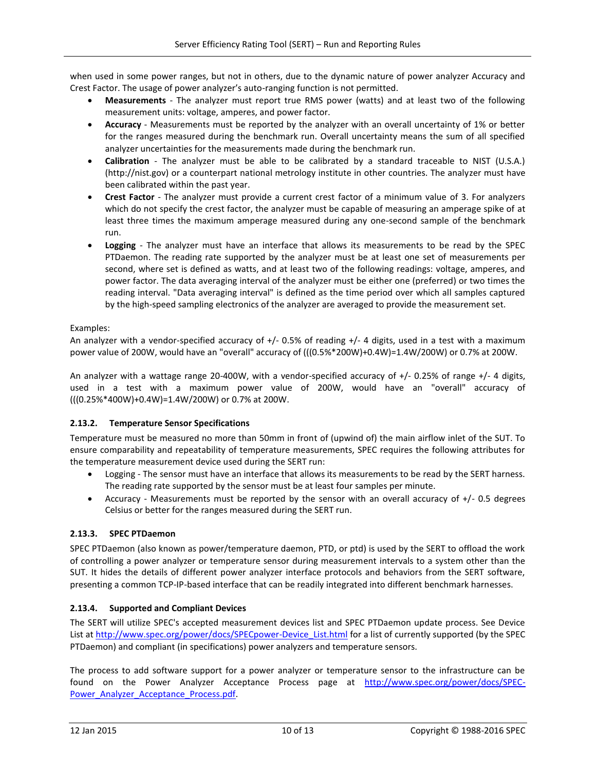when used in some power ranges, but not in others, due to the dynamic nature of power analyzer Accuracy and Crest Factor. The usage of power analyzer's auto-ranging function is not permitted.

- **Measurements** - The analyzer must report true RMS power (watts) and at least two of the following measurement units: voltage, amperes, and power factor.
- **Accuracy** - Measurements must be reported by the analyzer with an overall uncertainty of 1% or better for the ranges measured during the benchmark run. Overall uncertainty means the sum of all specified analyzer uncertainties for the measurements made during the benchmark run.
- **Calibration** - The analyzer must be able to be calibrated by a standard traceable to NIST (U.S.A.) (http://nist.gov) or a counterpart national metrology institute in other countries. The analyzer must have been calibrated within the past year.
- **Crest Factor** - The analyzer must provide a current crest factor of a minimum value of 3. For analyzers which do not specify the crest factor, the analyzer must be capable of measuring an amperage spike of at least three times the maximum amperage measured during any one-second sample of the benchmark run.
- **Logging** - The analyzer must have an interface that allows its measurements to be read by the SPEC PTDaemon. The reading rate supported by the analyzer must be at least one set of measurements per second, where set is defined as watts, and at least two of the following readings: voltage, amperes, and power factor. The data averaging interval of the analyzer must be either one (preferred) or two times the reading interval. "Data averaging interval" is defined as the time period over which all samples captured by the high-speed sampling electronics of the analyzer are averaged to provide the measurement set.

Examples:
An analyzer with a vendor-specified accuracy of +/- 0.5% of reading +/- 4 digits, used in a test with a maximum power value of 200W, would have an "overall" accuracy of (((0.5%*200W)+0.4W)=1.4W/200W) or 0.7% at 200W.

An analyzer with a wattage range 20-400W, with a vendor-specified accuracy of +/- 0.25% of range +/- 4 digits, used in a test with a maximum power value of 200W, would have an "overall" accuracy of (((0.25%*400W)+0.4W)=1.4W/200W) or 0.7% at 200W.

### 2.13.2. Temperature Sensor Specifications

Temperature must be measured no more than 50mm in front of (upwind of) the main airflow inlet of the SUT. To ensure comparability and repeatability of temperature measurements, SPEC requires the following attributes for the temperature measurement device used during the SERT run:

- Logging - The sensor must have an interface that allows its measurements to be read by the SERT harness. The reading rate supported by the sensor must be at least four samples per minute.
- Accuracy - Measurements must be reported by the sensor with an overall accuracy of +/- 0.5 degrees Celsius or better for the ranges measured during the SERT run.

### 2.13.3. SPEC PTDaemon

SPEC PTDaemon (also known as power/temperature daemon, PTD, or ptd) is used by the SERT to offload the work of controlling a power analyzer or temperature sensor during measurement intervals to a system other than the SUT. It hides the details of different power analyzer interface protocols and behaviors from the SERT software, presenting a common TCP-IP-based interface that can be readily integrated into different benchmark harnesses.

### 2.13.4. Supported and Compliant Devices

The SERT will utilize SPEC's accepted measurement devices list and SPEC PTDaemon update process. See Device List at [http://www.spec.org/power/docs/SPECpower-Device_List.html](http://www.spec.org/power/docs/SPECpower-Device_List.html) for a list of currently supported (by the SPEC PTDaemon) and compliant (in specifications) power analyzers and temperature sensors.

The process to add software support for a power analyzer or temperature sensor to the infrastructure can be found on the Power Analyzer Acceptance Process page at [http://www.spec.org/power/docs/SPEC-Power_Analyzer_Acceptance_Process.pdf](http://www.spec.org/power/docs/SPEC-Power_Analyzer_Acceptance_Process.pdf).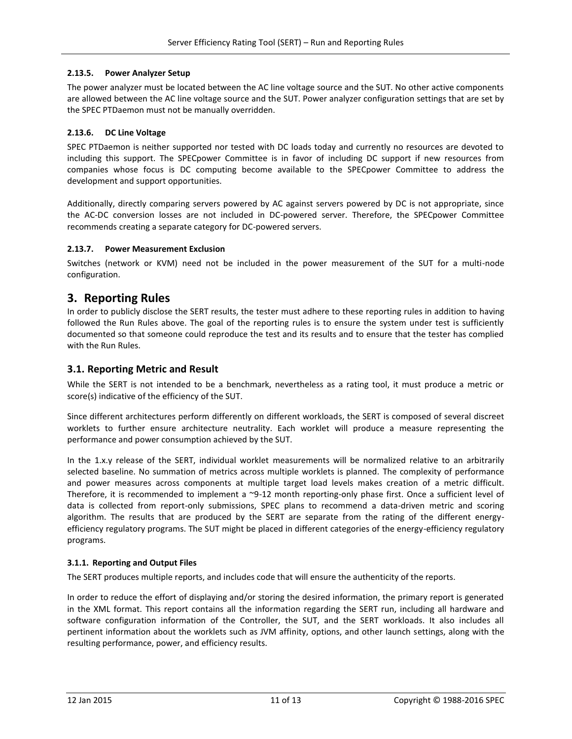#### 2.13.5. Power Analyzer Setup

The power analyzer must be located between the AC line voltage source and the SUT. No other active components are allowed between the AC line voltage source and the SUT. Power analyzer configuration settings that are set by the SPEC PTDaemon must not be manually overridden.

#### 2.13.6. DC Line Voltage

SPEC PTDaemon is neither supported nor tested with DC loads today and currently no resources are devoted to including this support. The SPECpower Committee is in favor of including DC support if new resources from companies whose focus is DC computing become available to the SPECpower Committee to address the development and support opportunities.

Additionally, directly comparing servers powered by AC against servers powered by DC is not appropriate, since the AC-DC conversion losses are not included in DC-powered server. Therefore, the SPECpower Committee recommends creating a separate category for DC-powered servers.

#### 2.13.7. Power Measurement Exclusion

Switches (network or KVM) need not be included in the power measurement of the SUT for a multi-node configuration.

# 3. Reporting Rules

In order to publicly disclose the SERT results, the tester must adhere to these reporting rules in addition to having followed the Run Rules above. The goal of the reporting rules is to ensure the system under test is sufficiently documented so that someone could reproduce the test and its results and to ensure that the tester has complied with the Run Rules.

## 3.1. Reporting Metric and Result

While the SERT is not intended to be a benchmark, nevertheless as a rating tool, it must produce a metric or score(s) indicative of the efficiency of the SUT.

Since different architectures perform differently on different workloads, the SERT is composed of several discreet worklets to further ensure architecture neutrality. Each worklet will produce a measure representing the performance and power consumption achieved by the SUT.

In the 1.x.y release of the SERT, individual worklet measurements will be normalized relative to an arbitrarily selected baseline. No summation of metrics across multiple worklets is planned. The complexity of performance and power measures across components at multiple target load levels makes creation of a metric difficult. Therefore, it is recommended to implement a ~9-12 month reporting-only phase first. Once a sufficient level of data is collected from report-only submissions, SPEC plans to recommend a data-driven metric and scoring algorithm. The results that are produced by the SERT are separate from the rating of the different energy-efficiency regulatory programs. The SUT might be placed in different categories of the energy-efficiency regulatory programs.

### 3.1.1. Reporting and Output Files

The SERT produces multiple reports, and includes code that will ensure the authenticity of the reports.

In order to reduce the effort of displaying and/or storing the desired information, the primary report is generated in the XML format. This report contains all the information regarding the SERT run, including all hardware and software configuration information of the Controller, the SUT, and the SERT workloads. It also includes all pertinent information about the worklets such as JVM affinity, options, and other launch settings, along with the resulting performance, power, and efficiency results.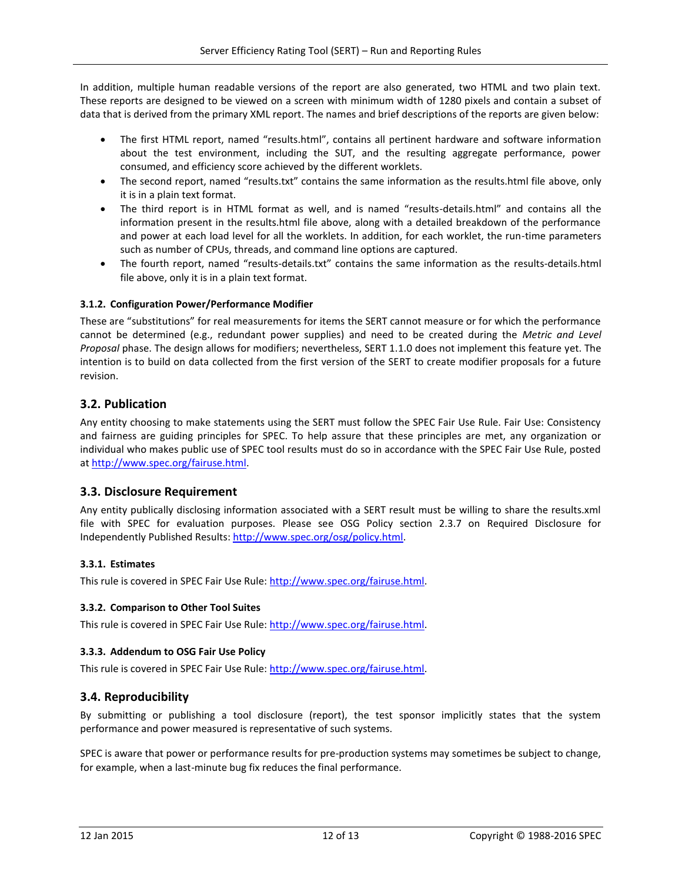In addition, multiple human readable versions of the report are also generated, two HTML and two plain text. These reports are designed to be viewed on a screen with minimum width of 1280 pixels and contain a subset of data that is derived from the primary XML report. The names and brief descriptions of the reports are given below:

- The first HTML report, named "results.html", contains all pertinent hardware and software information about the test environment, including the SUT, and the resulting aggregate performance, power consumed, and efficiency score achieved by the different worklets.
- The second report, named "results.txt" contains the same information as the results.html file above, only it is in a plain text format.
- The third report is in HTML format as well, and is named "results-details.html" and contains all the information present in the results.html file above, along with a detailed breakdown of the performance and power at each load level for all the worklets. In addition, for each worklet, the run-time parameters such as number of CPUs, threads, and command line options are captured.
- The fourth report, named "results-details.txt" contains the same information as the results-details.html file above, only it is in a plain text format.

#### 3.1.2. Configuration Power/Performance Modifier

These are "substitutions" for real measurements for items the SERT cannot measure or for which the performance cannot be determined (e.g., redundant power supplies) and need to be created during the *Metric and Level Proposal* phase. The design allows for modifiers; nevertheless, SERT 1.1.0 does not implement this feature yet. The intention is to build on data collected from the first version of the SERT to create modifier proposals for a future revision.

### 3.2. Publication

Any entity choosing to make statements using the SERT must follow the SPEC Fair Use Rule. Fair Use: Consistency and fairness are guiding principles for SPEC. To help assure that these principles are met, any organization or individual who makes public use of SPEC tool results must do so in accordance with the SPEC Fair Use Rule, posted at http://www.spec.org/fairuse.html.

### 3.3. Disclosure Requirement

Any entity publically disclosing information associated with a SERT result must be willing to share the results.xml file with SPEC for evaluation purposes. Please see OSG Policy section 2.3.7 on Required Disclosure for Independently Published Results: http://www.spec.org/osg/policy.html.

#### 3.3.1. Estimates

This rule is covered in SPEC Fair Use Rule: http://www.spec.org/fairuse.html.

#### 3.3.2. Comparison to Other Tool Suites

This rule is covered in SPEC Fair Use Rule: http://www.spec.org/fairuse.html.

#### 3.3.3. Addendum to OSG Fair Use Policy

This rule is covered in SPEC Fair Use Rule: http://www.spec.org/fairuse.html.

### 3.4. Reproducibility

By submitting or publishing a tool disclosure (report), the test sponsor implicitly states that the system performance and power measured is representative of such systems.

SPEC is aware that power or performance results for pre-production systems may sometimes be subject to change, for example, when a last-minute bug fix reduces the final performance.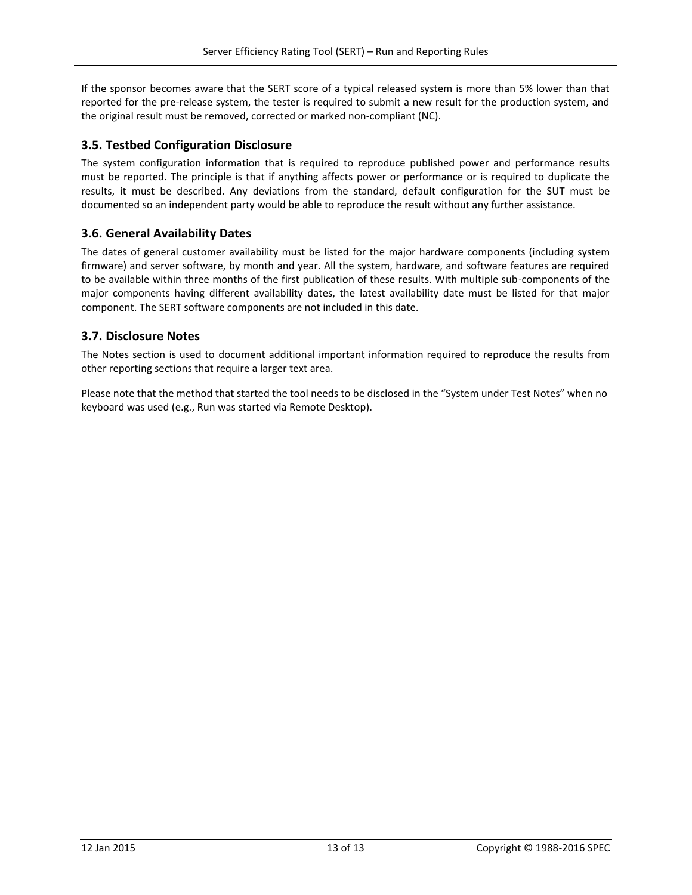If the sponsor becomes aware that the SERT score of a typical released system is more than 5% lower than that reported for the pre-release system, the tester is required to submit a new result for the production system, and the original result must be removed, corrected or marked non-compliant (NC).

## 3.5. Testbed Configuration Disclosure

The system configuration information that is required to reproduce published power and performance results must be reported. The principle is that if anything affects power or performance or is required to duplicate the results, it must be described. Any deviations from the standard, default configuration for the SUT must be documented so an independent party would be able to reproduce the result without any further assistance.

## 3.6. General Availability Dates

The dates of general customer availability must be listed for the major hardware components (including system firmware) and server software, by month and year. All the system, hardware, and software features are required to be available within three months of the first publication of these results. With multiple sub-components of the major components having different availability dates, the latest availability date must be listed for that major component. The SERT software components are not included in this date.

## 3.7. Disclosure Notes

The Notes section is used to document additional important information required to reproduce the results from other reporting sections that require a larger text area.

Please note that the method that started the tool needs to be disclosed in the “System under Test Notes” when no keyboard was used (e.g., Run was started via Remote Desktop).